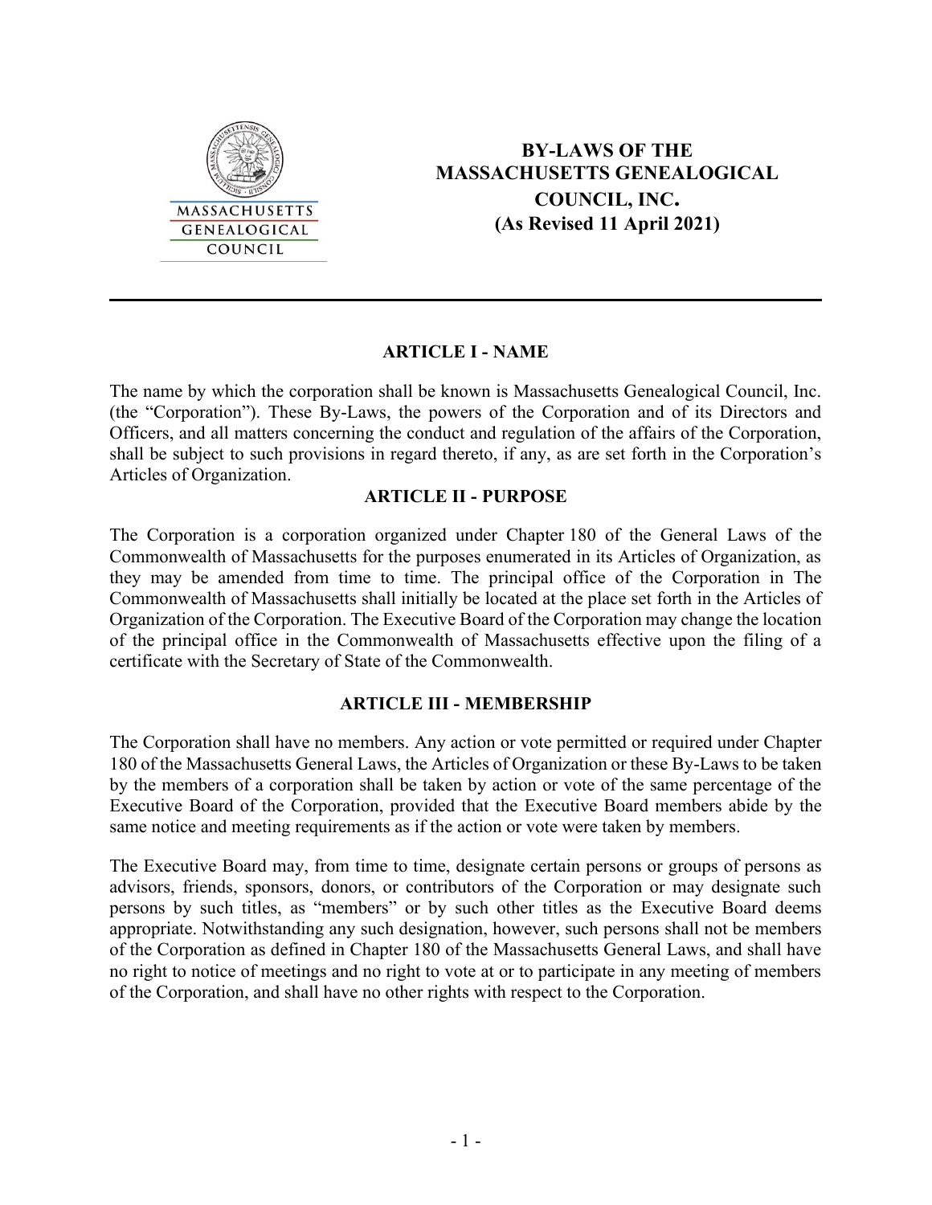# BY-LAWS OF THE MASSACHUSETTS GENEALOGICAL COUNCIL, INC. (As Revised 11 April 2021)

## ARTICLE I - NAME

The name by which the corporation shall be known is Massachusetts Genealogical Council, Inc. (the "Corporation"). These By-Laws, the powers of the Corporation and of its Directors and Officers, and all matters concerning the conduct and regulation of the affairs of the Corporation, shall be subject to such provisions in regard thereto, if any, as are set forth in the Corporation's Articles of Organization.

## ARTICLE II - PURPOSE

The Corporation is a corporation organized under Chapter 180 of the General Laws of the Commonwealth of Massachusetts for the purposes enumerated in its Articles of Organization, as they may be amended from time to time. The principal office of the Corporation in The Commonwealth of Massachusetts shall initially be located at the place set forth in the Articles of Organization of the Corporation. The Executive Board of the Corporation may change the location of the principal office in the Commonwealth of Massachusetts effective upon the filing of a certificate with the Secretary of State of the Commonwealth.

## ARTICLE III - MEMBERSHIP

The Corporation shall have no members. Any action or vote permitted or required under Chapter 180 of the Massachusetts General Laws, the Articles of Organization or these By-Laws to be taken by the members of a corporation shall be taken by action or vote of the same percentage of the Executive Board of the Corporation, provided that the Executive Board members abide by the same notice and meeting requirements as if the action or vote were taken by members.

The Executive Board may, from time to time, designate certain persons or groups of persons as advisors, friends, sponsors, donors, or contributors of the Corporation or may designate such persons by such titles, as "members" or by such other titles as the Executive Board deems appropriate. Notwithstanding any such designation, however, such persons shall not be members of the Corporation as defined in Chapter 180 of the Massachusetts General Laws, and shall have no right to notice of meetings and no right to vote at or to participate in any meeting of members of the Corporation, and shall have no other rights with respect to the Corporation.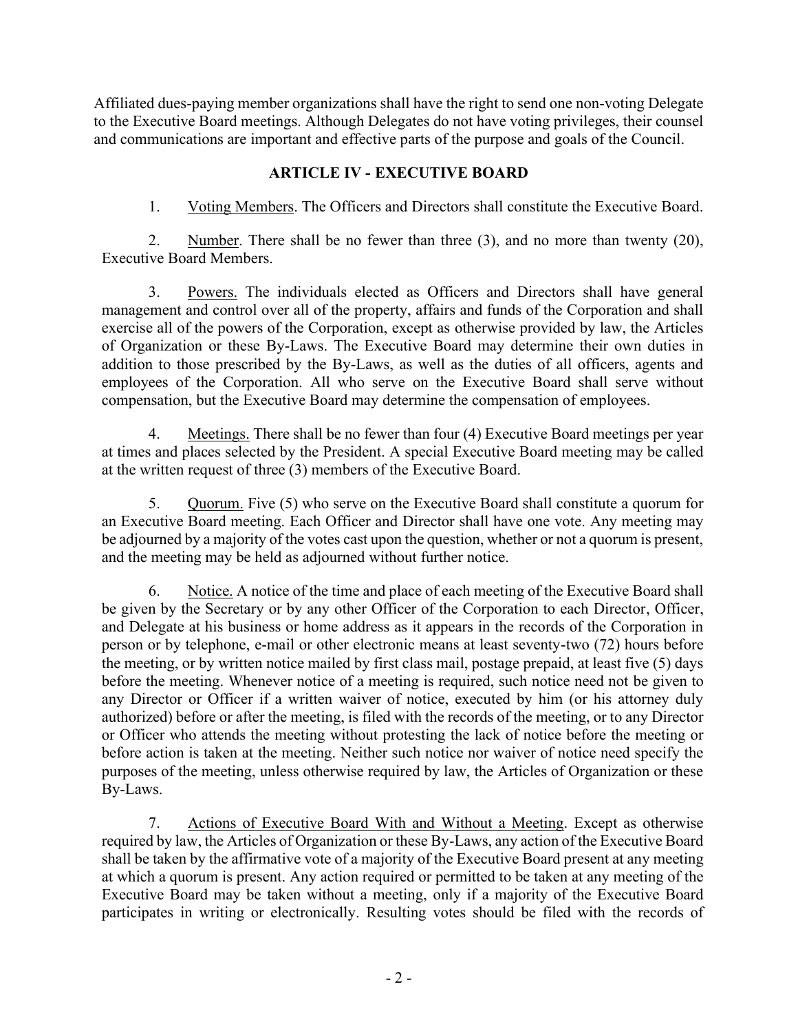Affiliated dues-paying member organizations shall have the right to send one non-voting Delegate to the Executive Board meetings. Although Delegates do not have voting privileges, their counsel and communications are important and effective parts of the purpose and goals of the Council.

## ARTICLE IV - EXECUTIVE BOARD

1. Voting Members. The Officers and Directors shall constitute the Executive Board.

2. Number. There shall be no fewer than three (3), and no more than twenty (20), Executive Board Members.

3. Powers. The individuals elected as Officers and Directors shall have general management and control over all of the property, affairs and funds of the Corporation and shall exercise all of the powers of the Corporation, except as otherwise provided by law, the Articles of Organization or these By-Laws. The Executive Board may determine their own duties in addition to those prescribed by the By-Laws, as well as the duties of all officers, agents and employees of the Corporation. All who serve on the Executive Board shall serve without compensation, but the Executive Board may determine the compensation of employees.

4. Meetings. There shall be no fewer than four (4) Executive Board meetings per year at times and places selected by the President. A special Executive Board meeting may be called at the written request of three (3) members of the Executive Board.

5. Quorum. Five (5) who serve on the Executive Board shall constitute a quorum for an Executive Board meeting. Each Officer and Director shall have one vote. Any meeting may be adjourned by a majority of the votes cast upon the question, whether or not a quorum is present, and the meeting may be held as adjourned without further notice.

6. Notice. A notice of the time and place of each meeting of the Executive Board shall be given by the Secretary or by any other Officer of the Corporation to each Director, Officer, and Delegate at his business or home address as it appears in the records of the Corporation in person or by telephone, e-mail or other electronic means at least seventy-two (72) hours before the meeting, or by written notice mailed by first class mail, postage prepaid, at least five (5) days before the meeting. Whenever notice of a meeting is required, such notice need not be given to any Director or Officer if a written waiver of notice, executed by him (or his attorney duly authorized) before or after the meeting, is filed with the records of the meeting, or to any Director or Officer who attends the meeting without protesting the lack of notice before the meeting or before action is taken at the meeting. Neither such notice nor waiver of notice need specify the purposes of the meeting, unless otherwise required by law, the Articles of Organization or these By-Laws.

7. Actions of Executive Board With and Without a Meeting. Except as otherwise required by law, the Articles of Organization or these By-Laws, any action of the Executive Board shall be taken by the affirmative vote of a majority of the Executive Board present at any meeting at which a quorum is present. Any action required or permitted to be taken at any meeting of the Executive Board may be taken without a meeting, only if a majority of the Executive Board participates in writing or electronically. Resulting votes should be filed with the records of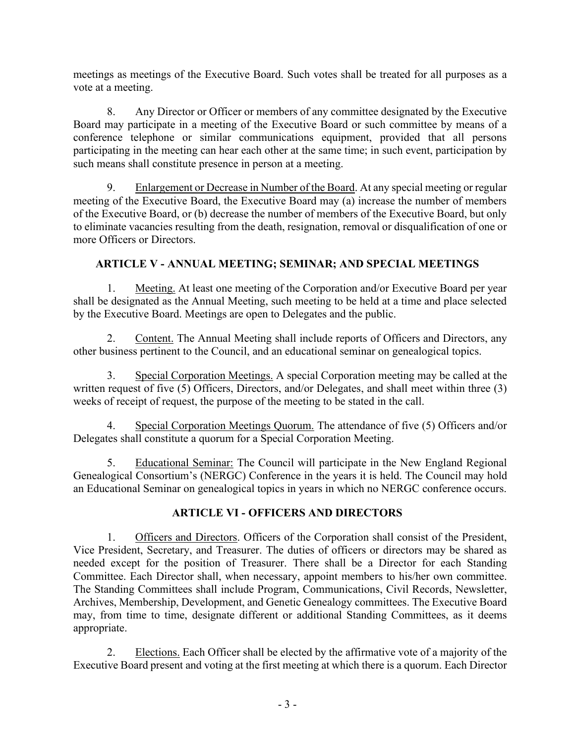meetings as meetings of the Executive Board. Such votes shall be treated for all purposes as a vote at a meeting.

8. Any Director or Officer or members of any committee designated by the Executive Board may participate in a meeting of the Executive Board or such committee by means of a conference telephone or similar communications equipment, provided that all persons participating in the meeting can hear each other at the same time; in such event, participation by such means shall constitute presence in person at a meeting.

9. Enlargement or Decrease in Number of the Board. At any special meeting or regular meeting of the Executive Board, the Executive Board may (a) increase the number of members of the Executive Board, or (b) decrease the number of members of the Executive Board, but only to eliminate vacancies resulting from the death, resignation, removal or disqualification of one or more Officers or Directors.

## ARTICLE V - ANNUAL MEETING; SEMINAR; AND SPECIAL MEETINGS

1. Meeting. At least one meeting of the Corporation and/or Executive Board per year shall be designated as the Annual Meeting, such meeting to be held at a time and place selected by the Executive Board. Meetings are open to Delegates and the public.

2. Content. The Annual Meeting shall include reports of Officers and Directors, any other business pertinent to the Council, and an educational seminar on genealogical topics.

3. Special Corporation Meetings. A special Corporation meeting may be called at the written request of five (5) Officers, Directors, and/or Delegates, and shall meet within three (3) weeks of receipt of request, the purpose of the meeting to be stated in the call.

4. Special Corporation Meetings Quorum. The attendance of five (5) Officers and/or Delegates shall constitute a quorum for a Special Corporation Meeting.

5. Educational Seminar: The Council will participate in the New England Regional Genealogical Consortium's (NERGC) Conference in the years it is held. The Council may hold an Educational Seminar on genealogical topics in years in which no NERGC conference occurs.

## ARTICLE VI - OFFICERS AND DIRECTORS

1. Officers and Directors. Officers of the Corporation shall consist of the President, Vice President, Secretary, and Treasurer. The duties of officers or directors may be shared as needed except for the position of Treasurer. There shall be a Director for each Standing Committee. Each Director shall, when necessary, appoint members to his/her own committee. The Standing Committees shall include Program, Communications, Civil Records, Newsletter, Archives, Membership, Development, and Genetic Genealogy committees. The Executive Board may, from time to time, designate different or additional Standing Committees, as it deems appropriate.

2. Elections. Each Officer shall be elected by the affirmative vote of a majority of the Executive Board present and voting at the first meeting at which there is a quorum. Each Director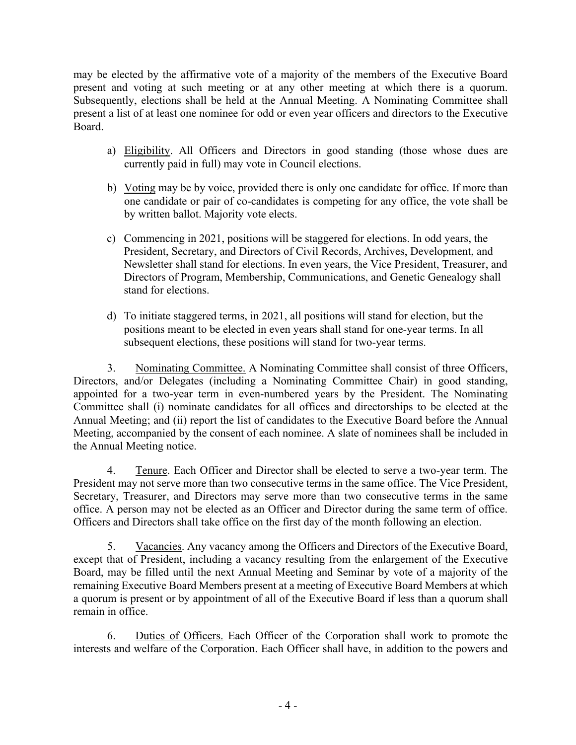may be elected by the affirmative vote of a majority of the members of the Executive Board present and voting at such meeting or at any other meeting at which there is a quorum. Subsequently, elections shall be held at the Annual Meeting. A Nominating Committee shall present a list of at least one nominee for odd or even year officers and directors to the Executive Board.

a) Eligibility. All Officers and Directors in good standing (those whose dues are currently paid in full) may vote in Council elections.

b) Voting may be by voice, provided there is only one candidate for office. If more than one candidate or pair of co-candidates is competing for any office, the vote shall be by written ballot. Majority vote elects.

c) Commencing in 2021, positions will be staggered for elections. In odd years, the President, Secretary, and Directors of Civil Records, Archives, Development, and Newsletter shall stand for elections. In even years, the Vice President, Treasurer, and Directors of Program, Membership, Communications, and Genetic Genealogy shall stand for elections.

d) To initiate staggered terms, in 2021, all positions will stand for election, but the positions meant to be elected in even years shall stand for one-year terms. In all subsequent elections, these positions will stand for two-year terms.

3. Nominating Committee. A Nominating Committee shall consist of three Officers, Directors, and/or Delegates (including a Nominating Committee Chair) in good standing, appointed for a two-year term in even-numbered years by the President. The Nominating Committee shall (i) nominate candidates for all offices and directorships to be elected at the Annual Meeting; and (ii) report the list of candidates to the Executive Board before the Annual Meeting, accompanied by the consent of each nominee. A slate of nominees shall be included in the Annual Meeting notice.

4. Tenure. Each Officer and Director shall be elected to serve a two-year term. The President may not serve more than two consecutive terms in the same office. The Vice President, Secretary, Treasurer, and Directors may serve more than two consecutive terms in the same office. A person may not be elected as an Officer and Director during the same term of office. Officers and Directors shall take office on the first day of the month following an election.

5. Vacancies. Any vacancy among the Officers and Directors of the Executive Board, except that of President, including a vacancy resulting from the enlargement of the Executive Board, may be filled until the next Annual Meeting and Seminar by vote of a majority of the remaining Executive Board Members present at a meeting of Executive Board Members at which a quorum is present or by appointment of all of the Executive Board if less than a quorum shall remain in office.

6. Duties of Officers. Each Officer of the Corporation shall work to promote the interests and welfare of the Corporation. Each Officer shall have, in addition to the powers and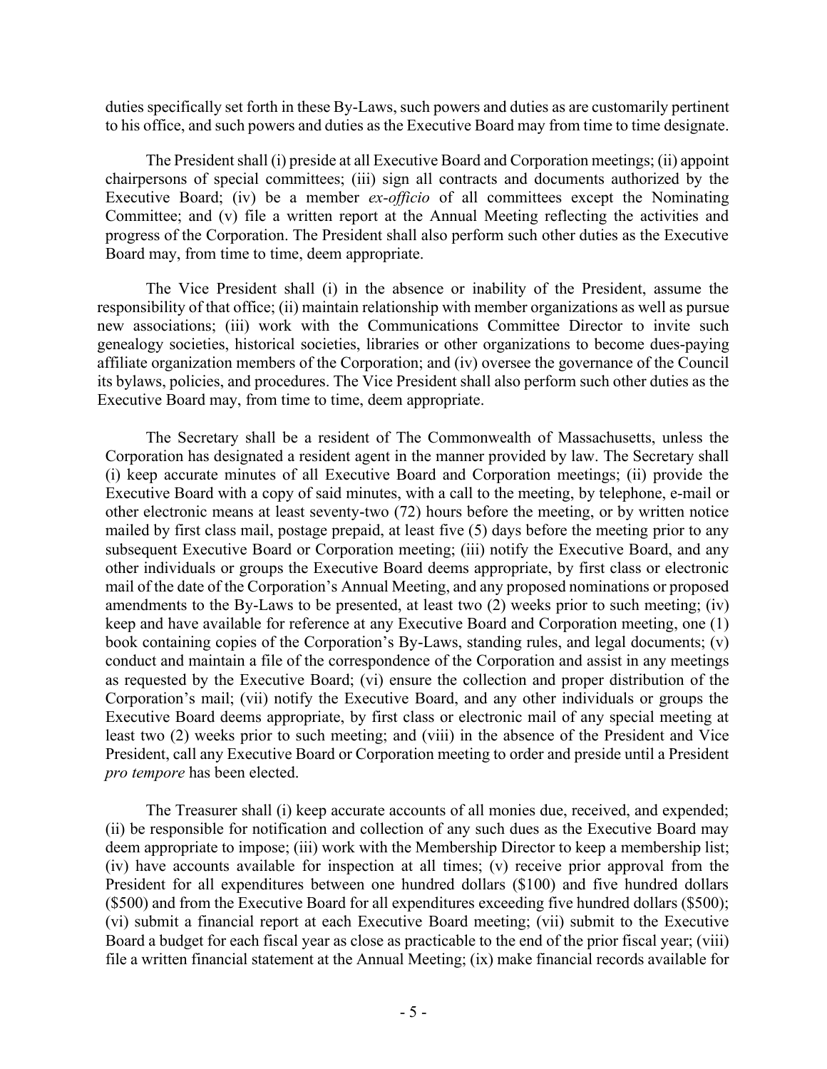duties specifically set forth in these By-Laws, such powers and duties as are customarily pertinent to his office, and such powers and duties as the Executive Board may from time to time designate.

The President shall (i) preside at all Executive Board and Corporation meetings; (ii) appoint chairpersons of special committees; (iii) sign all contracts and documents authorized by the Executive Board; (iv) be a member *ex-officio* of all committees except the Nominating Committee; and (v) file a written report at the Annual Meeting reflecting the activities and progress of the Corporation. The President shall also perform such other duties as the Executive Board may, from time to time, deem appropriate.

The Vice President shall (i) in the absence or inability of the President, assume the responsibility of that office; (ii) maintain relationship with member organizations as well as pursue new associations; (iii) work with the Communications Committee Director to invite such genealogy societies, historical societies, libraries or other organizations to become dues-paying affiliate organization members of the Corporation; and (iv) oversee the governance of the Council its bylaws, policies, and procedures. The Vice President shall also perform such other duties as the Executive Board may, from time to time, deem appropriate.

The Secretary shall be a resident of The Commonwealth of Massachusetts, unless the Corporation has designated a resident agent in the manner provided by law. The Secretary shall (i) keep accurate minutes of all Executive Board and Corporation meetings; (ii) provide the Executive Board with a copy of said minutes, with a call to the meeting, by telephone, e-mail or other electronic means at least seventy-two (72) hours before the meeting, or by written notice mailed by first class mail, postage prepaid, at least five (5) days before the meeting prior to any subsequent Executive Board or Corporation meeting; (iii) notify the Executive Board, and any other individuals or groups the Executive Board deems appropriate, by first class or electronic mail of the date of the Corporation's Annual Meeting, and any proposed nominations or proposed amendments to the By-Laws to be presented, at least two (2) weeks prior to such meeting; (iv) keep and have available for reference at any Executive Board and Corporation meeting, one (1) book containing copies of the Corporation's By-Laws, standing rules, and legal documents; (v) conduct and maintain a file of the correspondence of the Corporation and assist in any meetings as requested by the Executive Board; (vi) ensure the collection and proper distribution of the Corporation's mail; (vii) notify the Executive Board, and any other individuals or groups the Executive Board deems appropriate, by first class or electronic mail of any special meeting at least two (2) weeks prior to such meeting; and (viii) in the absence of the President and Vice President, call any Executive Board or Corporation meeting to order and preside until a President *pro tempore* has been elected.

The Treasurer shall (i) keep accurate accounts of all monies due, received, and expended; (ii) be responsible for notification and collection of any such dues as the Executive Board may deem appropriate to impose; (iii) work with the Membership Director to keep a membership list; (iv) have accounts available for inspection at all times; (v) receive prior approval from the President for all expenditures between one hundred dollars ($100) and five hundred dollars ($500) and from the Executive Board for all expenditures exceeding five hundred dollars ($500); (vi) submit a financial report at each Executive Board meeting; (vii) submit to the Executive Board a budget for each fiscal year as close as practicable to the end of the prior fiscal year; (viii) file a written financial statement at the Annual Meeting; (ix) make financial records available for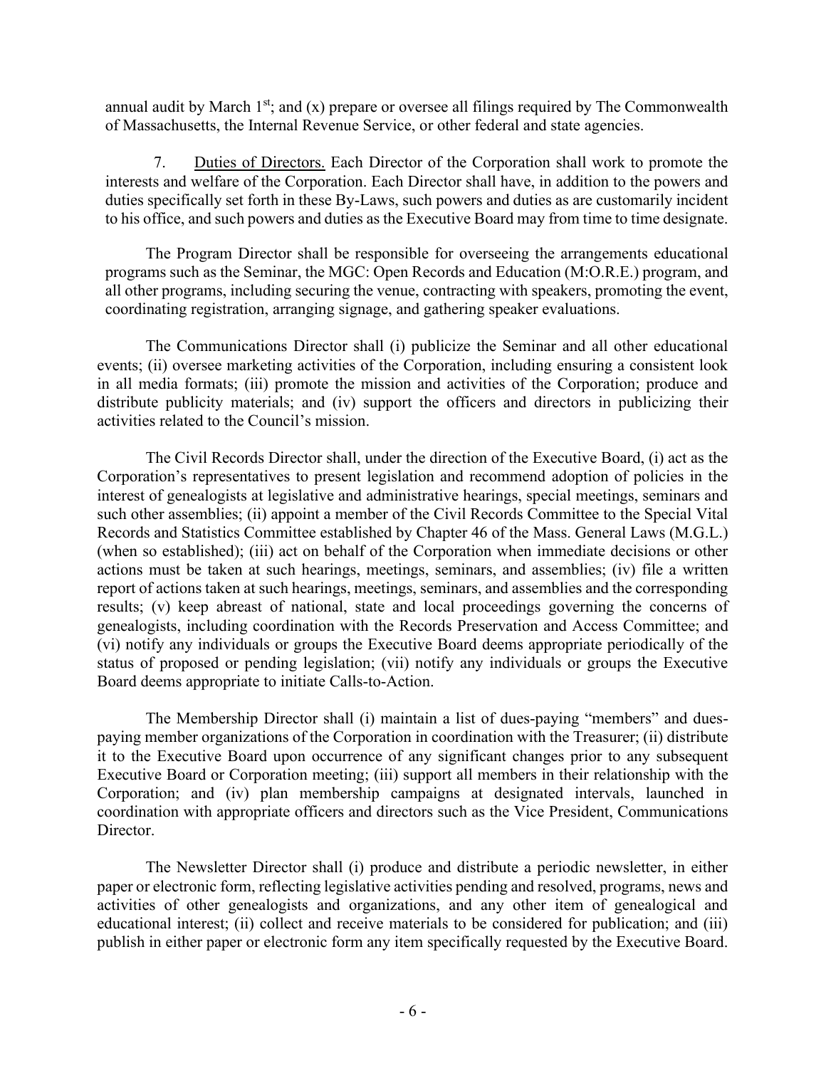annual audit by March 1st; and (x) prepare or oversee all filings required by The Commonwealth of Massachusetts, the Internal Revenue Service, or other federal and state agencies.

7. Duties of Directors. Each Director of the Corporation shall work to promote the interests and welfare of the Corporation. Each Director shall have, in addition to the powers and duties specifically set forth in these By-Laws, such powers and duties as are customarily incident to his office, and such powers and duties as the Executive Board may from time to time designate.

The Program Director shall be responsible for overseeing the arrangements educational programs such as the Seminar, the MGC: Open Records and Education (M:O.R.E.) program, and all other programs, including securing the venue, contracting with speakers, promoting the event, coordinating registration, arranging signage, and gathering speaker evaluations.

The Communications Director shall (i) publicize the Seminar and all other educational events; (ii) oversee marketing activities of the Corporation, including ensuring a consistent look in all media formats; (iii) promote the mission and activities of the Corporation; produce and distribute publicity materials; and (iv) support the officers and directors in publicizing their activities related to the Council's mission.

The Civil Records Director shall, under the direction of the Executive Board, (i) act as the Corporation's representatives to present legislation and recommend adoption of policies in the interest of genealogists at legislative and administrative hearings, special meetings, seminars and such other assemblies; (ii) appoint a member of the Civil Records Committee to the Special Vital Records and Statistics Committee established by Chapter 46 of the Mass. General Laws (M.G.L.) (when so established); (iii) act on behalf of the Corporation when immediate decisions or other actions must be taken at such hearings, meetings, seminars, and assemblies; (iv) file a written report of actions taken at such hearings, meetings, seminars, and assemblies and the corresponding results; (v) keep abreast of national, state and local proceedings governing the concerns of genealogists, including coordination with the Records Preservation and Access Committee; and (vi) notify any individuals or groups the Executive Board deems appropriate periodically of the status of proposed or pending legislation; (vii) notify any individuals or groups the Executive Board deems appropriate to initiate Calls-to-Action.

The Membership Director shall (i) maintain a list of dues-paying "members" and dues-paying member organizations of the Corporation in coordination with the Treasurer; (ii) distribute it to the Executive Board upon occurrence of any significant changes prior to any subsequent Executive Board or Corporation meeting; (iii) support all members in their relationship with the Corporation; and (iv) plan membership campaigns at designated intervals, launched in coordination with appropriate officers and directors such as the Vice President, Communications Director.

The Newsletter Director shall (i) produce and distribute a periodic newsletter, in either paper or electronic form, reflecting legislative activities pending and resolved, programs, news and activities of other genealogists and organizations, and any other item of genealogical and educational interest; (ii) collect and receive materials to be considered for publication; and (iii) publish in either paper or electronic form any item specifically requested by the Executive Board.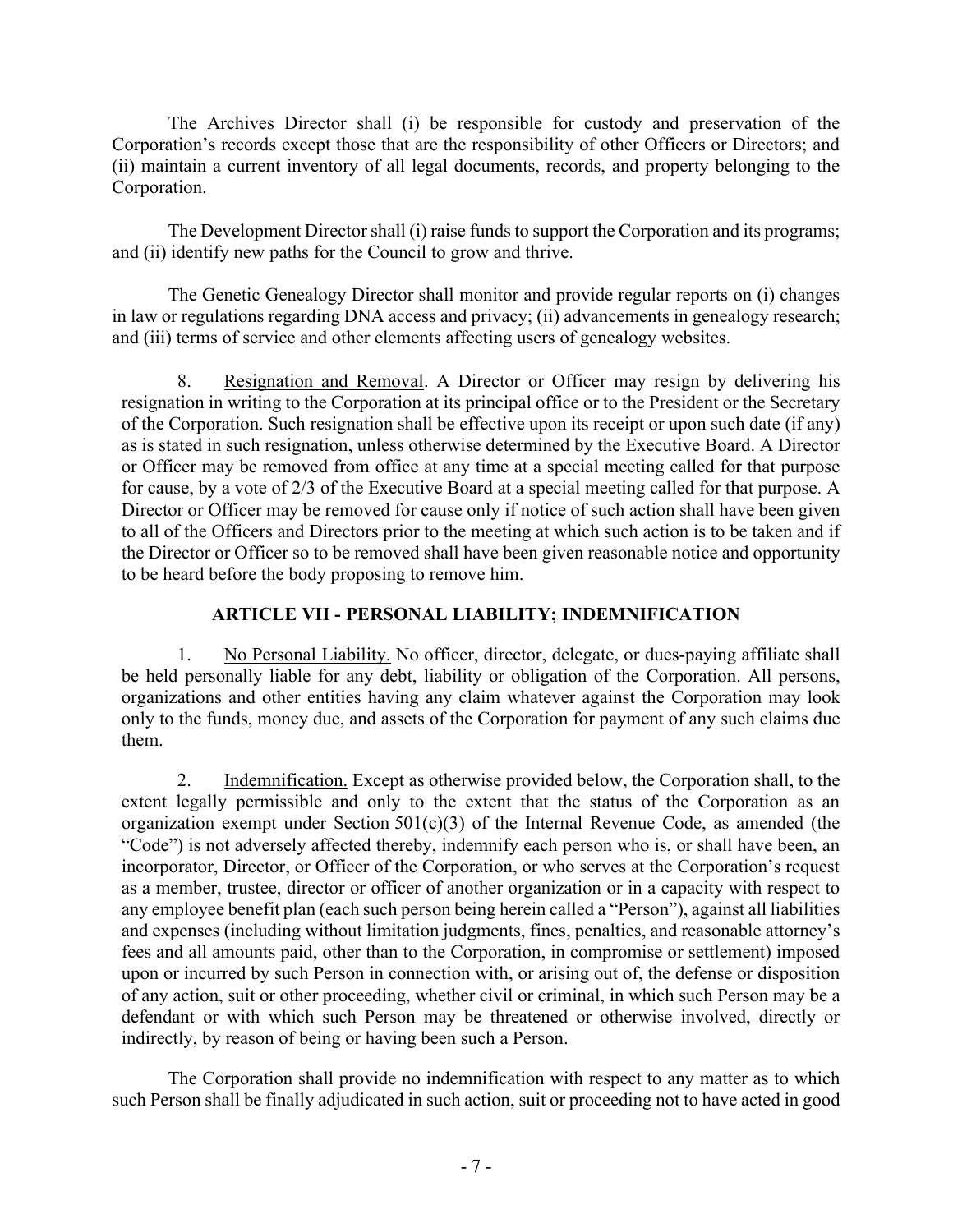The Archives Director shall (i) be responsible for custody and preservation of the Corporation's records except those that are the responsibility of other Officers or Directors; and (ii) maintain a current inventory of all legal documents, records, and property belonging to the Corporation.

The Development Director shall (i) raise funds to support the Corporation and its programs; and (ii) identify new paths for the Council to grow and thrive.

The Genetic Genealogy Director shall monitor and provide regular reports on (i) changes in law or regulations regarding DNA access and privacy; (ii) advancements in genealogy research; and (iii) terms of service and other elements affecting users of genealogy websites.

8. Resignation and Removal. A Director or Officer may resign by delivering his resignation in writing to the Corporation at its principal office or to the President or the Secretary of the Corporation. Such resignation shall be effective upon its receipt or upon such date (if any) as is stated in such resignation, unless otherwise determined by the Executive Board. A Director or Officer may be removed from office at any time at a special meeting called for that purpose for cause, by a vote of 2/3 of the Executive Board at a special meeting called for that purpose. A Director or Officer may be removed for cause only if notice of such action shall have been given to all of the Officers and Directors prior to the meeting at which such action is to be taken and if the Director or Officer so to be removed shall have been given reasonable notice and opportunity to be heard before the body proposing to remove him.

## ARTICLE VII - PERSONAL LIABILITY; INDEMNIFICATION

1. No Personal Liability. No officer, director, delegate, or dues-paying affiliate shall be held personally liable for any debt, liability or obligation of the Corporation. All persons, organizations and other entities having any claim whatever against the Corporation may look only to the funds, money due, and assets of the Corporation for payment of any such claims due them.

2. Indemnification. Except as otherwise provided below, the Corporation shall, to the extent legally permissible and only to the extent that the status of the Corporation as an organization exempt under Section 501(c)(3) of the Internal Revenue Code, as amended (the "Code") is not adversely affected thereby, indemnify each person who is, or shall have been, an incorporator, Director, or Officer of the Corporation, or who serves at the Corporation's request as a member, trustee, director or officer of another organization or in a capacity with respect to any employee benefit plan (each such person being herein called a "Person"), against all liabilities and expenses (including without limitation judgments, fines, penalties, and reasonable attorney's fees and all amounts paid, other than to the Corporation, in compromise or settlement) imposed upon or incurred by such Person in connection with, or arising out of, the defense or disposition of any action, suit or other proceeding, whether civil or criminal, in which such Person may be a defendant or with which such Person may be threatened or otherwise involved, directly or indirectly, by reason of being or having been such a Person.

The Corporation shall provide no indemnification with respect to any matter as to which such Person shall be finally adjudicated in such action, suit or proceeding not to have acted in good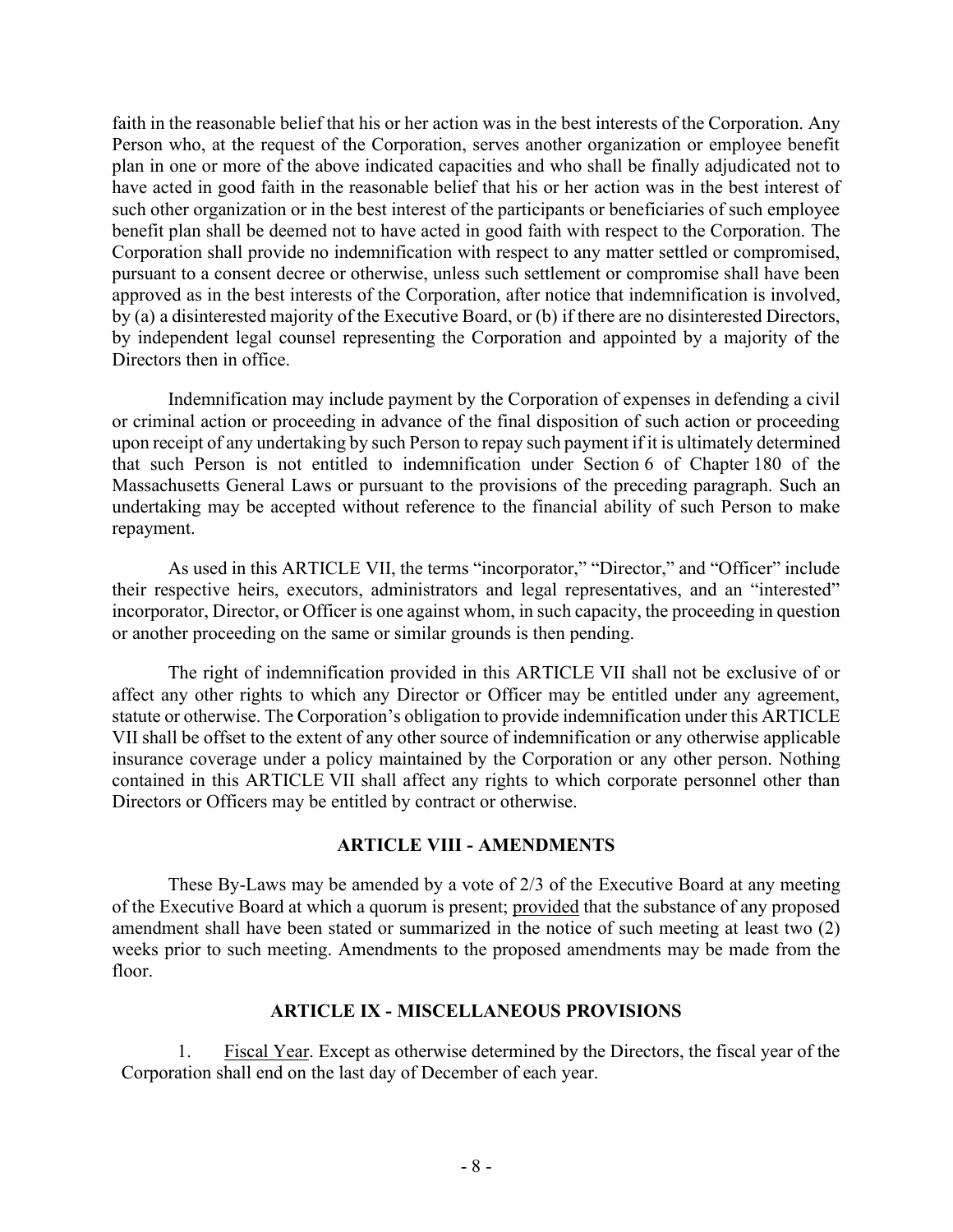faith in the reasonable belief that his or her action was in the best interests of the Corporation. Any Person who, at the request of the Corporation, serves another organization or employee benefit plan in one or more of the above indicated capacities and who shall be finally adjudicated not to have acted in good faith in the reasonable belief that his or her action was in the best interest of such other organization or in the best interest of the participants or beneficiaries of such employee benefit plan shall be deemed not to have acted in good faith with respect to the Corporation. The Corporation shall provide no indemnification with respect to any matter settled or compromised, pursuant to a consent decree or otherwise, unless such settlement or compromise shall have been approved as in the best interests of the Corporation, after notice that indemnification is involved, by (a) a disinterested majority of the Executive Board, or (b) if there are no disinterested Directors, by independent legal counsel representing the Corporation and appointed by a majority of the Directors then in office.

Indemnification may include payment by the Corporation of expenses in defending a civil or criminal action or proceeding in advance of the final disposition of such action or proceeding upon receipt of any undertaking by such Person to repay such payment if it is ultimately determined that such Person is not entitled to indemnification under Section 6 of Chapter 180 of the Massachusetts General Laws or pursuant to the provisions of the preceding paragraph. Such an undertaking may be accepted without reference to the financial ability of such Person to make repayment.

As used in this ARTICLE VII, the terms "incorporator," "Director," and "Officer" include their respective heirs, executors, administrators and legal representatives, and an "interested" incorporator, Director, or Officer is one against whom, in such capacity, the proceeding in question or another proceeding on the same or similar grounds is then pending.

The right of indemnification provided in this ARTICLE VII shall not be exclusive of or affect any other rights to which any Director or Officer may be entitled under any agreement, statute or otherwise. The Corporation's obligation to provide indemnification under this ARTICLE VII shall be offset to the extent of any other source of indemnification or any otherwise applicable insurance coverage under a policy maintained by the Corporation or any other person. Nothing contained in this ARTICLE VII shall affect any rights to which corporate personnel other than Directors or Officers may be entitled by contract or otherwise.

## ARTICLE VIII - AMENDMENTS

These By-Laws may be amended by a vote of 2/3 of the Executive Board at any meeting of the Executive Board at which a quorum is present; provided that the substance of any proposed amendment shall have been stated or summarized in the notice of such meeting at least two (2) weeks prior to such meeting. Amendments to the proposed amendments may be made from the floor.

## ARTICLE IX - MISCELLANEOUS PROVISIONS

1. Fiscal Year. Except as otherwise determined by the Directors, the fiscal year of the Corporation shall end on the last day of December of each year.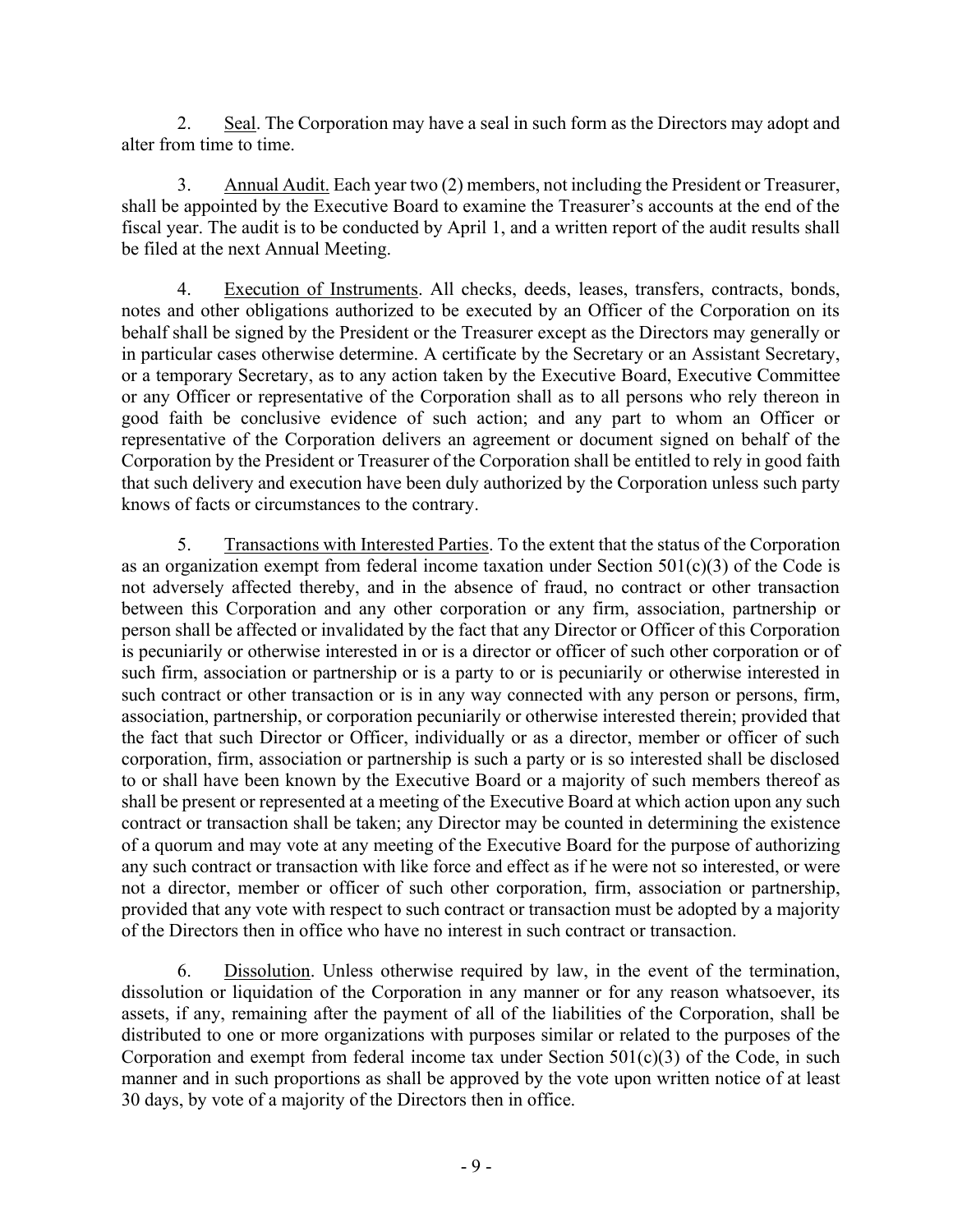2. Seal. The Corporation may have a seal in such form as the Directors may adopt and alter from time to time.

3. Annual Audit. Each year two (2) members, not including the President or Treasurer, shall be appointed by the Executive Board to examine the Treasurer's accounts at the end of the fiscal year. The audit is to be conducted by April 1, and a written report of the audit results shall be filed at the next Annual Meeting.

4. Execution of Instruments. All checks, deeds, leases, transfers, contracts, bonds, notes and other obligations authorized to be executed by an Officer of the Corporation on its behalf shall be signed by the President or the Treasurer except as the Directors may generally or in particular cases otherwise determine. A certificate by the Secretary or an Assistant Secretary, or a temporary Secretary, as to any action taken by the Executive Board, Executive Committee or any Officer or representative of the Corporation shall as to all persons who rely thereon in good faith be conclusive evidence of such action; and any part to whom an Officer or representative of the Corporation delivers an agreement or document signed on behalf of the Corporation by the President or Treasurer of the Corporation shall be entitled to rely in good faith that such delivery and execution have been duly authorized by the Corporation unless such party knows of facts or circumstances to the contrary.

5. Transactions with Interested Parties. To the extent that the status of the Corporation as an organization exempt from federal income taxation under Section 501(c)(3) of the Code is not adversely affected thereby, and in the absence of fraud, no contract or other transaction between this Corporation and any other corporation or any firm, association, partnership or person shall be affected or invalidated by the fact that any Director or Officer of this Corporation is pecuniarily or otherwise interested in or is a director or officer of such other corporation or of such firm, association or partnership or is a party to or is pecuniarily or otherwise interested in such contract or other transaction or is in any way connected with any person or persons, firm, association, partnership, or corporation pecuniarily or otherwise interested therein; provided that the fact that such Director or Officer, individually or as a director, member or officer of such corporation, firm, association or partnership is such a party or is so interested shall be disclosed to or shall have been known by the Executive Board or a majority of such members thereof as shall be present or represented at a meeting of the Executive Board at which action upon any such contract or transaction shall be taken; any Director may be counted in determining the existence of a quorum and may vote at any meeting of the Executive Board for the purpose of authorizing any such contract or transaction with like force and effect as if he were not so interested, or were not a director, member or officer of such other corporation, firm, association or partnership, provided that any vote with respect to such contract or transaction must be adopted by a majority of the Directors then in office who have no interest in such contract or transaction.

6. Dissolution. Unless otherwise required by law, in the event of the termination, dissolution or liquidation of the Corporation in any manner or for any reason whatsoever, its assets, if any, remaining after the payment of all of the liabilities of the Corporation, shall be distributed to one or more organizations with purposes similar or related to the purposes of the Corporation and exempt from federal income tax under Section 501(c)(3) of the Code, in such manner and in such proportions as shall be approved by the vote upon written notice of at least 30 days, by vote of a majority of the Directors then in office.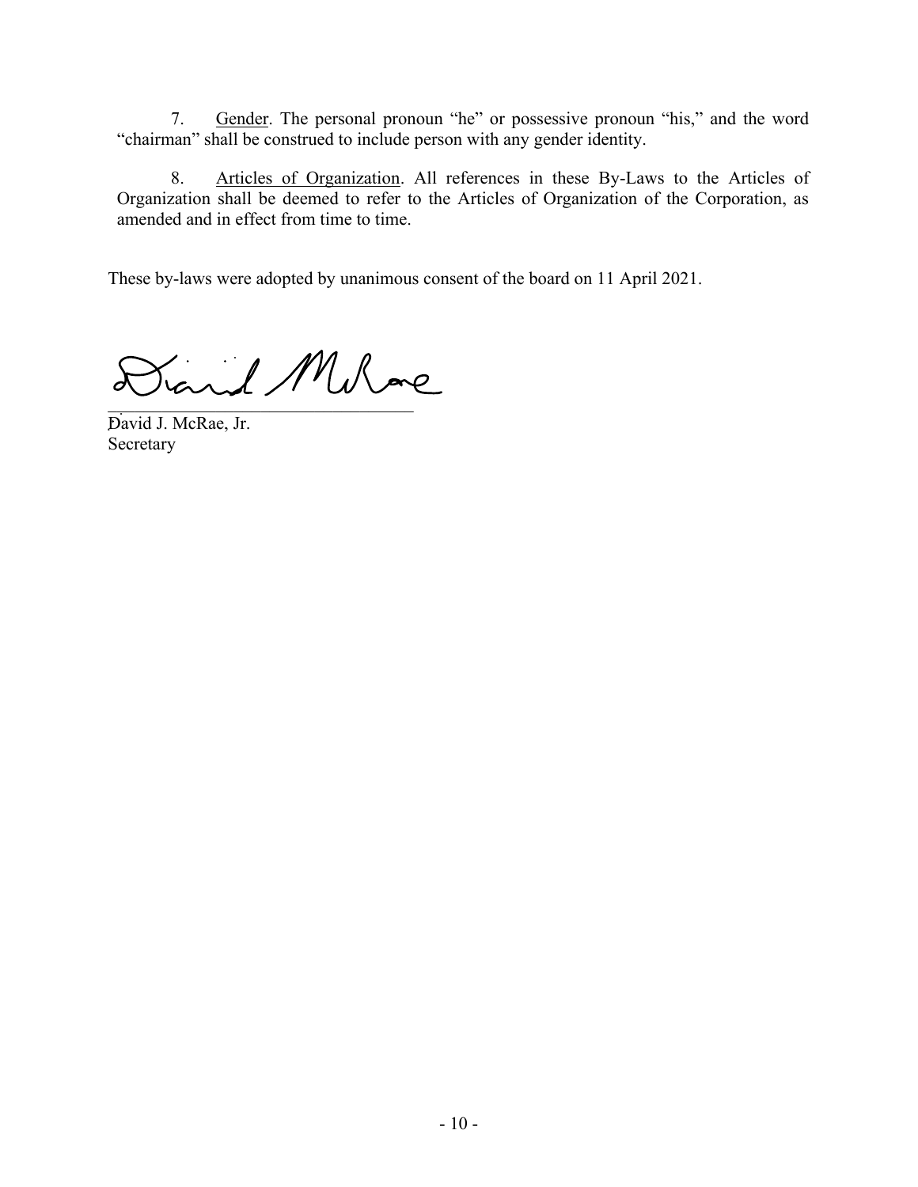7. Gender. The personal pronoun "he" or possessive pronoun "his," and the word "chairman" shall be construed to include person with any gender identity.

8. Articles of Organization. All references in these By-Laws to the Articles of Organization shall be deemed to refer to the Articles of Organization of the Corporation, as amended and in effect from time to time.

These by-laws were adopted by unanimous consent of the board on 11 April 2021.

\_\_\_\_\_\_\_\_\_\_\_\_\_\_\_\_\_\_\_\_\_\_\_\_\_\_\_\_\_\_\_\_\_\_\_\_

David J. McRae, Jr.
Secretary